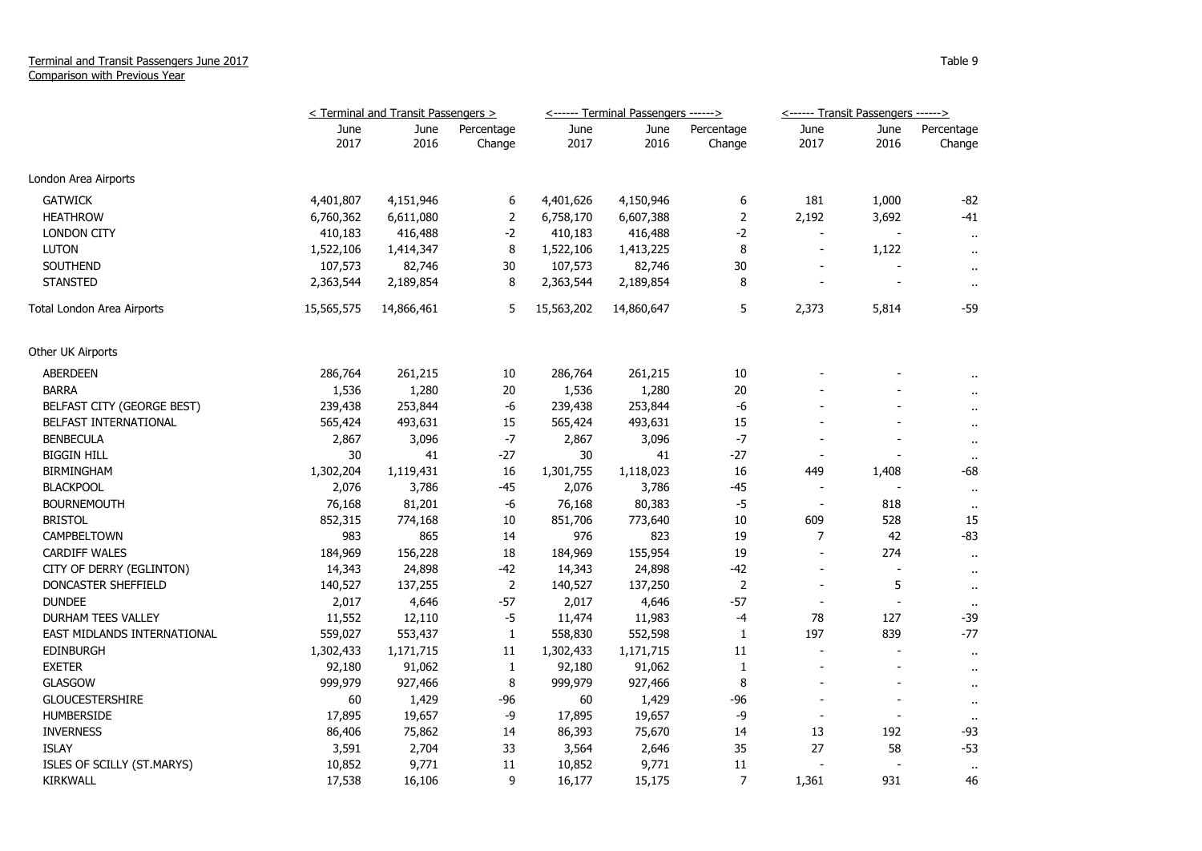Terminal and Transit Passengers June 2017
Comparison with Previous Year

Table 9

| | < Terminal and Transit Passengers > | | | <------ Terminal Passengers ------> | | | <------ Transit Passengers ------> | | |
|---|---|---|---|---|---|---|---|---|---|
| | June 2017 | June 2016 | Percentage Change | June 2017 | June 2016 | Percentage Change | June 2017 | June 2016 | Percentage Change |
| London Area Airports | | | | | | | | | |
| GATWICK | 4,401,807 | 4,151,946 | 6 | 4,401,626 | 4,150,946 | 6 | 181 | 1,000 | -82 |
| HEATHROW | 6,760,362 | 6,611,080 | 2 | 6,758,170 | 6,607,388 | 2 | 2,192 | 3,692 | -41 |
| LONDON CITY | 410,183 | 416,488 | -2 | 410,183 | 416,488 | -2 | - | - | .. |
| LUTON | 1,522,106 | 1,414,347 | 8 | 1,522,106 | 1,413,225 | 8 | - | 1,122 | .. |
| SOUTHEND | 107,573 | 82,746 | 30 | 107,573 | 82,746 | 30 | - | - | .. |
| STANSTED | 2,363,544 | 2,189,854 | 8 | 2,363,544 | 2,189,854 | 8 | - | - | .. |
| Total London Area Airports | 15,565,575 | 14,866,461 | 5 | 15,563,202 | 14,860,647 | 5 | 2,373 | 5,814 | -59 |
| Other UK Airports | | | | | | | | | |
| ABERDEEN | 286,764 | 261,215 | 10 | 286,764 | 261,215 | 10 | - | - | .. |
| BARRA | 1,536 | 1,280 | 20 | 1,536 | 1,280 | 20 | - | - | .. |
| BELFAST CITY (GEORGE BEST) | 239,438 | 253,844 | -6 | 239,438 | 253,844 | -6 | - | - | .. |
| BELFAST INTERNATIONAL | 565,424 | 493,631 | 15 | 565,424 | 493,631 | 15 | - | - | .. |
| BENBECULA | 2,867 | 3,096 | -7 | 2,867 | 3,096 | -7 | - | - | .. |
| BIGGIN HILL | 30 | 41 | -27 | 30 | 41 | -27 | - | - | .. |
| BIRMINGHAM | 1,302,204 | 1,119,431 | 16 | 1,301,755 | 1,118,023 | 16 | 449 | 1,408 | -68 |
| BLACKPOOL | 2,076 | 3,786 | -45 | 2,076 | 3,786 | -45 | - | - | .. |
| BOURNEMOUTH | 76,168 | 81,201 | -6 | 76,168 | 80,383 | -5 | - | 818 | .. |
| BRISTOL | 852,315 | 774,168 | 10 | 851,706 | 773,640 | 10 | 609 | 528 | 15 |
| CAMPBELTOWN | 983 | 865 | 14 | 976 | 823 | 19 | 7 | 42 | -83 |
| CARDIFF WALES | 184,969 | 156,228 | 18 | 184,969 | 155,954 | 19 | - | 274 | .. |
| CITY OF DERRY (EGLINTON) | 14,343 | 24,898 | -42 | 14,343 | 24,898 | -42 | - | - | .. |
| DONCASTER SHEFFIELD | 140,527 | 137,255 | 2 | 140,527 | 137,250 | 2 | - | 5 | .. |
| DUNDEE | 2,017 | 4,646 | -57 | 2,017 | 4,646 | -57 | - | - | .. |
| DURHAM TEES VALLEY | 11,552 | 12,110 | -5 | 11,474 | 11,983 | -4 | 78 | 127 | -39 |
| EAST MIDLANDS INTERNATIONAL | 559,027 | 553,437 | 1 | 558,830 | 552,598 | 1 | 197 | 839 | -77 |
| EDINBURGH | 1,302,433 | 1,171,715 | 11 | 1,302,433 | 1,171,715 | 11 | - | - | .. |
| EXETER | 92,180 | 91,062 | 1 | 92,180 | 91,062 | 1 | - | - | .. |
| GLASGOW | 999,979 | 927,466 | 8 | 999,979 | 927,466 | 8 | - | - | .. |
| GLOUCESTERSHIRE | 60 | 1,429 | -96 | 60 | 1,429 | -96 | - | - | .. |
| HUMBERSIDE | 17,895 | 19,657 | -9 | 17,895 | 19,657 | -9 | - | - | .. |
| INVERNESS | 86,406 | 75,862 | 14 | 86,393 | 75,670 | 14 | 13 | 192 | -93 |
| ISLAY | 3,591 | 2,704 | 33 | 3,564 | 2,646 | 35 | 27 | 58 | -53 |
| ISLES OF SCILLY (ST.MARYS) | 10,852 | 9,771 | 11 | 10,852 | 9,771 | 11 | - | - | .. |
| KIRKWALL | 17,538 | 16,106 | 9 | 16,177 | 15,175 | 7 | 1,361 | 931 | 46 |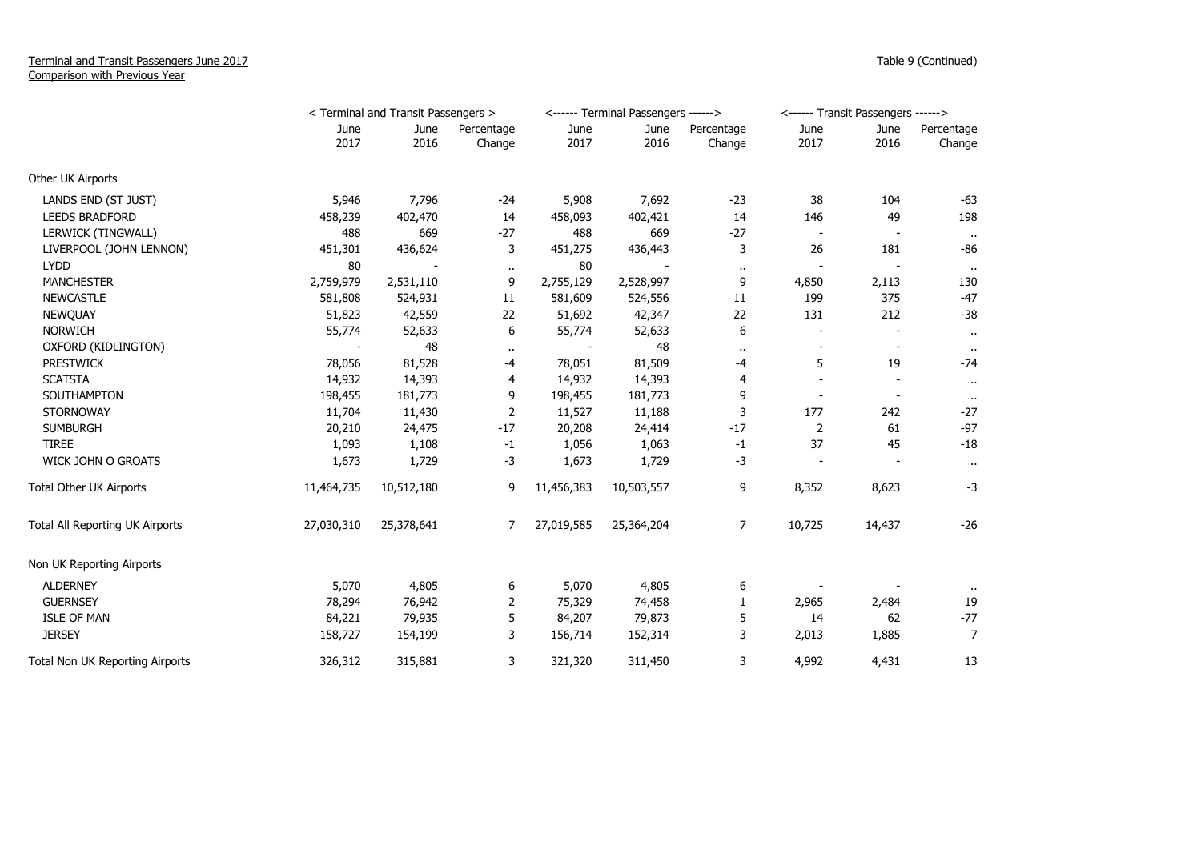Terminal and Transit Passengers June 2017
Comparison with Previous Year

Table 9 (Continued)

| | < Terminal and Transit Passengers > | | | <------ Terminal Passengers ------> | | | <------ Transit Passengers ------> | | |
|---|---|---|---|---|---|---|---|---|---|
| | June 2017 | June 2016 | Percentage Change | June 2017 | June 2016 | Percentage Change | June 2017 | June 2016 | Percentage Change |
| Other UK Airports | | | | | | | | | |
| LANDS END (ST JUST) | 5,946 | 7,796 | -24 | 5,908 | 7,692 | -23 | 38 | 104 | -63 |
| LEEDS BRADFORD | 458,239 | 402,470 | 14 | 458,093 | 402,421 | 14 | 146 | 49 | 198 |
| LERWICK (TINGWALL) | 488 | 669 | -27 | 488 | 669 | -27 | - | - | .. |
| LIVERPOOL (JOHN LENNON) | 451,301 | 436,624 | 3 | 451,275 | 436,443 | 3 | 26 | 181 | -86 |
| LYDD | 80 | - | .. | 80 | - | .. | - | - | .. |
| MANCHESTER | 2,759,979 | 2,531,110 | 9 | 2,755,129 | 2,528,997 | 9 | 4,850 | 2,113 | 130 |
| NEWCASTLE | 581,808 | 524,931 | 11 | 581,609 | 524,556 | 11 | 199 | 375 | -47 |
| NEWQUAY | 51,823 | 42,559 | 22 | 51,692 | 42,347 | 22 | 131 | 212 | -38 |
| NORWICH | 55,774 | 52,633 | 6 | 55,774 | 52,633 | 6 | - | - | .. |
| OXFORD (KIDLINGTON) | - | 48 | .. | - | 48 | .. | - | - | .. |
| PRESTWICK | 78,056 | 81,528 | -4 | 78,051 | 81,509 | -4 | 5 | 19 | -74 |
| SCATSTA | 14,932 | 14,393 | 4 | 14,932 | 14,393 | 4 | - | - | .. |
| SOUTHAMPTON | 198,455 | 181,773 | 9 | 198,455 | 181,773 | 9 | - | - | .. |
| STORNOWAY | 11,704 | 11,430 | 2 | 11,527 | 11,188 | 3 | 177 | 242 | -27 |
| SUMBURGH | 20,210 | 24,475 | -17 | 20,208 | 24,414 | -17 | 2 | 61 | -97 |
| TIREE | 1,093 | 1,108 | -1 | 1,056 | 1,063 | -1 | 37 | 45 | -18 |
| WICK JOHN O GROATS | 1,673 | 1,729 | -3 | 1,673 | 1,729 | -3 | - | - | .. |
| Total Other UK Airports | 11,464,735 | 10,512,180 | 9 | 11,456,383 | 10,503,557 | 9 | 8,352 | 8,623 | -3 |
| Total All Reporting UK Airports | 27,030,310 | 25,378,641 | 7 | 27,019,585 | 25,364,204 | 7 | 10,725 | 14,437 | -26 |
| Non UK Reporting Airports | | | | | | | | | |
| ALDERNEY | 5,070 | 4,805 | 6 | 5,070 | 4,805 | 6 | - | - | .. |
| GUERNSEY | 78,294 | 76,942 | 2 | 75,329 | 74,458 | 1 | 2,965 | 2,484 | 19 |
| ISLE OF MAN | 84,221 | 79,935 | 5 | 84,207 | 79,873 | 5 | 14 | 62 | -77 |
| JERSEY | 158,727 | 154,199 | 3 | 156,714 | 152,314 | 3 | 2,013 | 1,885 | 7 |
| Total Non UK Reporting Airports | 326,312 | 315,881 | 3 | 321,320 | 311,450 | 3 | 4,992 | 4,431 | 13 |